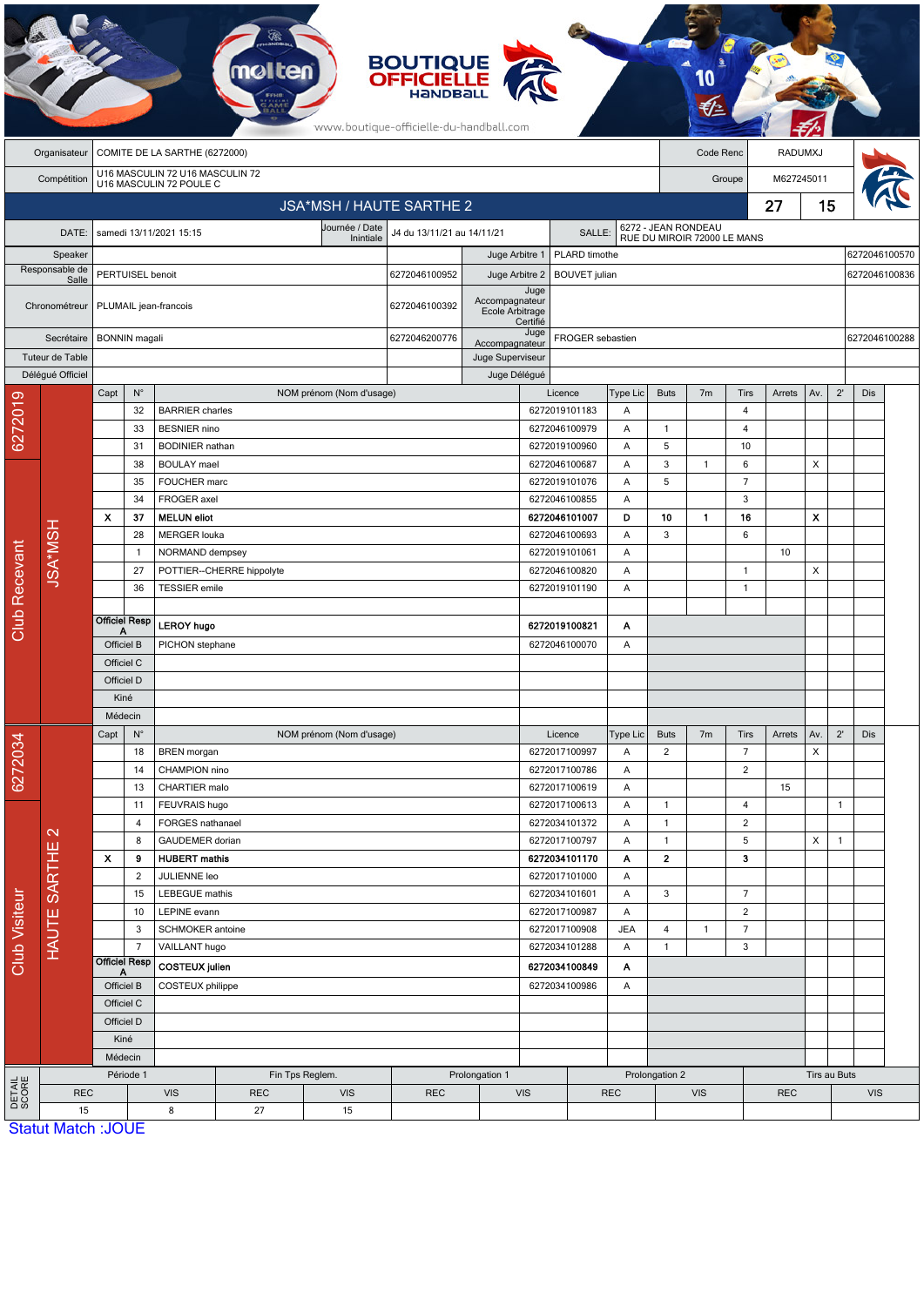BOUTIQUE OFFICIELLE HANDBALL
www.boutique-officielle-du-handball.com

| Organisateur | COMITE DE LA SARTHE (6272000) | Code Renc | RADUMXJ |
|---|---|---|---|
| Compétition | U16 MASCULIN 72 U16 MASCULIN 72 U16 MASCULIN 72 POULE C | Groupe | M627245011 |

## JSA*MSH / HAUTE SARTHE 2 — 27 / 15

| DATE: | samedi 13/11/2021 15:15 | Journée / Date Initiale | J4 du 13/11/21 au 14/11/21 | SALLE: | 6272 - JEAN RONDEAU RUE DU MIROIR 72000 LE MANS |
|---|---|---|---|---|---|

| | | | | | |
|---|---|---|---|---|---|
| Speaker | | | Juge Arbitre 1 | PLARD timothe | 6272046100570 |
| Responsable de Salle | PERTUISEL benoit | 6272046100952 | Juge Arbitre 2 | BOUVET julian | 6272046100836 |
| Chronométreur | PLUMAIL jean-francois | 6272046100392 | Juge Accompagnateur Ecole Arbitrage Certifié | | |
| Secrétaire | BONNIN magali | 6272046200776 | Juge Accompagnateur | FROGER sebastien | 6272046100288 |
| Tuteur de Table | | | Juge Superviseur | | |
| Délégué Officiel | | | Juge Délégué | | |

### Club Recevant — 6272019 — JSA*MSH

| Capt | N° | NOM prénom (Nom d'usage) | Licence | Type Lic | Buts | 7m | Tirs | Arrets | Av. | 2' | Dis |
|---|---|---|---|---|---|---|---|---|---|---|---|
| | 32 | BARRIER charles | 6272019101183 | A | | | 4 | | | | |
| | 33 | BESNIER nino | 6272046100979 | A | 1 | | 4 | | | | |
| | 31 | BODINIER nathan | 6272019100960 | A | 5 | | 10 | | | | |
| | 38 | BOULAY mael | 6272046100687 | A | 3 | 1 | 6 | | X | | |
| | 35 | FOUCHER marc | 6272019101076 | A | 5 | | 7 | | | | |
| | 34 | FROGER axel | 6272046100855 | A | | | 3 | | | | |
| X | 37 | **MELUN eliot** | **6272046101007** | **D** | **10** | **1** | **16** | | **X** | | |
| | 28 | MERGER louka | 6272046100693 | A | 3 | | 6 | | | | |
| | 1 | NORMAND dempsey | 6272019101061 | A | | | | 10 | | | |
| | 27 | POTTIER--CHERRE hippolyte | 6272046100820 | A | | | 1 | | X | | |
| | 36 | TESSIER emile | 6272019101190 | A | | | 1 | | | | |
| Officiel Resp A | | **LEROY hugo** | **6272019100821** | **A** | | | | | | | |
| Officiel B | | PICHON stephane | 6272046100070 | A | | | | | | | |
| Officiel C | | | | | | | | | | | |
| Officiel D | | | | | | | | | | | |
| Kiné | | | | | | | | | | | |
| Médecin | | | | | | | | | | | |

### Club Visiteur — 6272034 — HAUTE SARTHE 2

| Capt | N° | NOM prénom (Nom d'usage) | Licence | Type Lic | Buts | 7m | Tirs | Arrets | Av. | 2' | Dis |
|---|---|---|---|---|---|---|---|---|---|---|---|
| | 18 | BREN morgan | 6272017100997 | A | 2 | | 7 | | X | | |
| | 14 | CHAMPION nino | 6272017100786 | A | | | 2 | | | | |
| | 13 | CHARTIER malo | 6272017100619 | A | | | | 15 | | | |
| | 11 | FEUVRAIS hugo | 6272017100613 | A | 1 | | 4 | | | 1 | |
| | 4 | FORGES nathanael | 6272034101372 | A | 1 | | 2 | | | | |
| | 8 | GAUDEMER dorian | 6272017100797 | A | 1 | | 5 | | X | 1 | |
| X | 9 | **HUBERT mathis** | **6272034101170** | **A** | **2** | | **3** | | | | |
| | 2 | JULIENNE leo | 6272017101000 | A | | | | | | | |
| | 15 | LEBEGUE mathis | 6272034101601 | A | 3 | | 7 | | | | |
| | 10 | LEPINE evann | 6272017100987 | A | | | 2 | | | | |
| | 3 | SCHMOKER antoine | 6272017100908 | JEA | 4 | 1 | 7 | | | | |
| | 7 | VAILLANT hugo | 6272034101288 | A | 1 | | 3 | | | | |
| Officiel Resp A | | **COSTEUX julien** | **6272034100849** | **A** | | | | | | | |
| Officiel B | | COSTEUX philippe | 6272034100986 | A | | | | | | | |
| Officiel C | | | | | | | | | | | |
| Officiel D | | | | | | | | | | | |
| Kiné | | | | | | | | | | | |
| Médecin | | | | | | | | | | | |

### DETAIL SCORE

| Période 1 | | Fin Tps Reglem. | | Prolongation 1 | | Prolongation 2 | | Tirs au Buts | |
|---|---|---|---|---|---|---|---|---|---|
| REC | VIS | REC | VIS | REC | VIS | REC | VIS | REC | VIS |
| 15 | 8 | 27 | 15 | | | | | | |

Statut Match :JOUE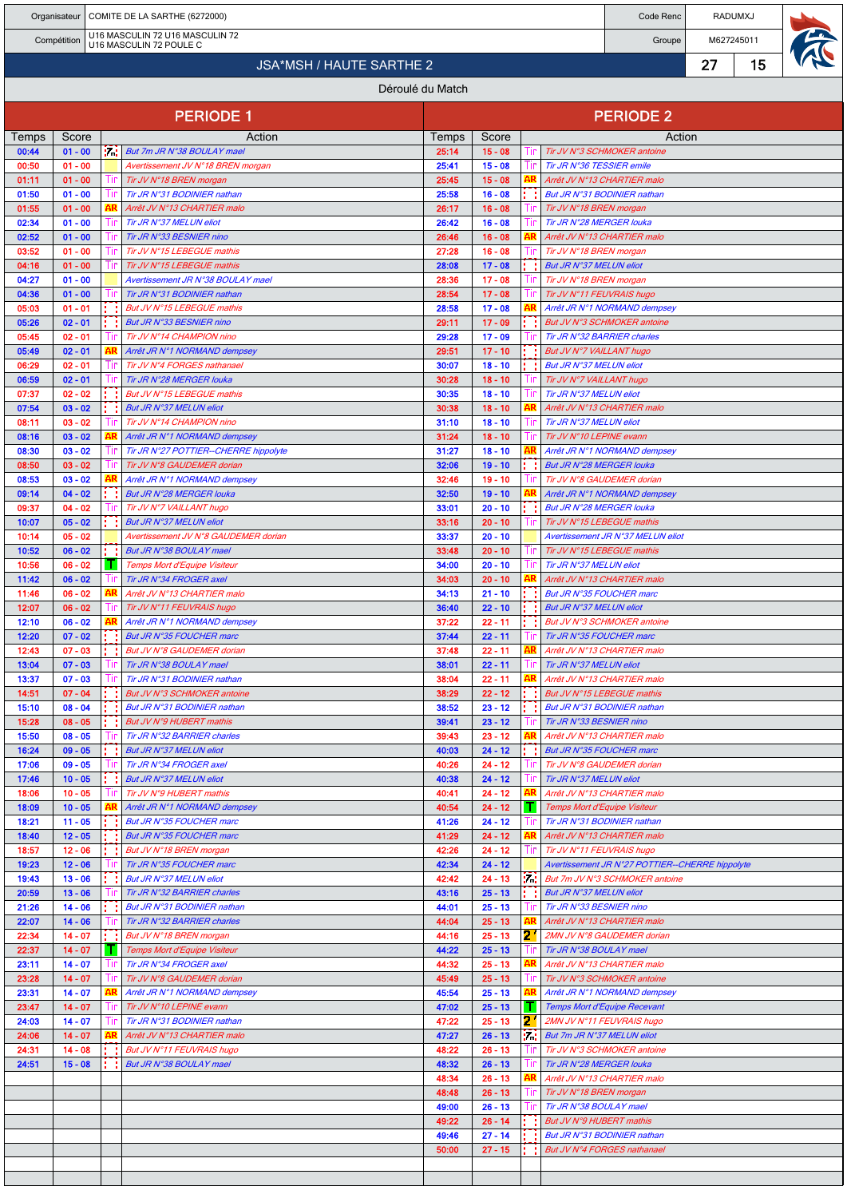| Organisateur | COMITE DE LA SARTHE (6272000) | Code Renc | RADUMXJ |
|---|---|---|---|
| Compétition | U16 MASCULIN 72 U16 MASCULIN 72 U16 MASCULIN 72 POULE C | Groupe | M627245011 |

## JSA*MSH / HAUTE SARTHE 2 — 27 - 15

Déroulé du Match

| PERIODE 1 | | | | PERIODE 2 | | | |
|---|---|---|---|---|---|---|---|
| Temps | Score | | Action | Temps | Score | | Action |
| 00:44 | 01 - 00 | 7m | But 7m JR N°38 BOULAY mael | 25:14 | 15 - 08 | Tir | Tir JV N°3 SCHMOKER antoine |
| 00:50 | 01 - 00 | | Avertissement JV N°18 BREN morgan | 25:41 | 15 - 08 | Tir | Tir JR N°36 TESSIER emile |
| 01:11 | 01 - 00 | Tir | Tir JV N°18 BREN morgan | 25:45 | 15 - 08 | AR | Arrêt JV N°13 CHARTIER malo |
| 01:50 | 01 - 00 | Tir | Tir JR N°31 BODINIER nathan | 25:58 | 16 - 08 | | But JR N°31 BODINIER nathan |
| 01:55 | 01 - 00 | AR | Arrêt JV N°13 CHARTIER malo | 26:17 | 16 - 08 | Tir | Tir JV N°18 BREN morgan |
| 02:34 | 01 - 00 | Tir | Tir JR N°37 MELUN eliot | 26:42 | 16 - 08 | Tir | Tir JR N°28 MERGER louka |
| 02:52 | 01 - 00 | Tir | Tir JR N°33 BESNIER nino | 26:46 | 16 - 08 | AR | Arrêt JV N°13 CHARTIER malo |
| 03:52 | 01 - 00 | Tir | Tir JV N°15 LEBEGUE mathis | 27:28 | 16 - 08 | Tir | Tir JV N°18 BREN morgan |
| 04:16 | 01 - 00 | Tir | Tir JV N°15 LEBEGUE mathis | 28:08 | 17 - 08 | | But JR N°37 MELUN eliot |
| 04:27 | 01 - 00 | | Avertissement JR N°38 BOULAY mael | 28:36 | 17 - 08 | Tir | Tir JV N°18 BREN morgan |
| 04:36 | 01 - 00 | Tir | Tir JR N°31 BODINIER nathan | 28:54 | 17 - 08 | Tir | Tir JV N°11 FEUVRAIS hugo |
| 05:03 | 01 - 01 | | But JV N°15 LEBEGUE mathis | 28:58 | 17 - 08 | AR | Arrêt JR N°1 NORMAND dempsey |
| 05:26 | 02 - 01 | | But JR N°33 BESNIER nino | 29:11 | 17 - 09 | | But JV N°3 SCHMOKER antoine |
| 05:45 | 02 - 01 | Tir | Tir JV N°14 CHAMPION nino | 29:28 | 17 - 09 | Tir | Tir JR N°32 BARRIER charles |
| 05:49 | 02 - 01 | AR | Arrêt JR N°1 NORMAND dempsey | 29:51 | 17 - 10 | | But JV N°7 VAILLANT hugo |
| 06:29 | 02 - 01 | Tir | Tir JV N°4 FORGES nathanael | 30:07 | 18 - 10 | | But JR N°37 MELUN eliot |
| 06:59 | 02 - 01 | Tir | Tir JR N°28 MERGER louka | 30:28 | 18 - 10 | Tir | Tir JV N°7 VAILLANT hugo |
| 07:37 | 02 - 02 | | But JV N°15 LEBEGUE mathis | 30:35 | 18 - 10 | Tir | Tir JR N°37 MELUN eliot |
| 07:54 | 03 - 02 | | But JR N°37 MELUN eliot | 30:38 | 18 - 10 | AR | Arrêt JV N°13 CHARTIER malo |
| 08:11 | 03 - 02 | Tir | Tir JV N°14 CHAMPION nino | 31:10 | 18 - 10 | Tir | Tir JR N°37 MELUN eliot |
| 08:16 | 03 - 02 | AR | Arrêt JR N°1 NORMAND dempsey | 31:24 | 18 - 10 | Tir | Tir JV N°10 LEPINE evann |
| 08:30 | 03 - 02 | Tir | Tir JR N°27 POTTIER--CHERRE hippolyte | 31:27 | 18 - 10 | AR | Arrêt JR N°1 NORMAND dempsey |
| 08:50 | 03 - 02 | Tir | Tir JV N°8 GAUDEMER dorian | 32:06 | 19 - 10 | | But JR N°28 MERGER louka |
| 08:53 | 03 - 02 | AR | Arrêt JR N°1 NORMAND dempsey | 32:46 | 19 - 10 | Tir | Tir JV N°8 GAUDEMER dorian |
| 09:14 | 04 - 02 | | But JR N°28 MERGER louka | 32:50 | 19 - 10 | AR | Arrêt JR N°1 NORMAND dempsey |
| 09:37 | 04 - 02 | Tir | Tir JV N°7 VAILLANT hugo | 33:01 | 20 - 10 | | But JR N°28 MERGER louka |
| 10:07 | 05 - 02 | | But JR N°37 MELUN eliot | 33:16 | 20 - 10 | Tir | Tir JV N°15 LEBEGUE mathis |
| 10:14 | 05 - 02 | | Avertissement JV N°8 GAUDEMER dorian | 33:37 | 20 - 10 | | Avertissement JR N°37 MELUN eliot |
| 10:52 | 06 - 02 | | But JR N°38 BOULAY mael | 33:48 | 20 - 10 | Tir | Tir JV N°15 LEBEGUE mathis |
| 10:56 | 06 - 02 | T | Temps Mort d'Equipe Visiteur | 34:00 | 20 - 10 | Tir | Tir JR N°37 MELUN eliot |
| 11:42 | 06 - 02 | Tir | Tir JR N°34 FROGER axel | 34:03 | 20 - 10 | AR | Arrêt JV N°13 CHARTIER malo |
| 11:46 | 06 - 02 | AR | Arrêt JV N°13 CHARTIER malo | 34:13 | 21 - 10 | | But JR N°35 FOUCHER marc |
| 12:07 | 06 - 02 | Tir | Tir JV N°11 FEUVRAIS hugo | 36:40 | 22 - 10 | | But JR N°37 MELUN eliot |
| 12:10 | 06 - 02 | AR | Arrêt JR N°1 NORMAND dempsey | 37:22 | 22 - 11 | | But JV N°3 SCHMOKER antoine |
| 12:20 | 07 - 02 | | But JR N°35 FOUCHER marc | 37:44 | 22 - 11 | Tir | Tir JR N°35 FOUCHER marc |
| 12:43 | 07 - 03 | | But JV N°8 GAUDEMER dorian | 37:48 | 22 - 11 | AR | Arrêt JV N°13 CHARTIER malo |
| 13:04 | 07 - 03 | Tir | Tir JR N°38 BOULAY mael | 38:01 | 22 - 11 | Tir | Tir JR N°37 MELUN eliot |
| 13:37 | 07 - 03 | Tir | Tir JR N°31 BODINIER nathan | 38:04 | 22 - 11 | AR | Arrêt JV N°13 CHARTIER malo |
| 14:51 | 07 - 04 | | But JV N°3 SCHMOKER antoine | 38:29 | 22 - 12 | | But JV N°15 LEBEGUE mathis |
| 15:10 | 08 - 04 | | But JR N°31 BODINIER nathan | 38:52 | 23 - 12 | | But JR N°31 BODINIER nathan |
| 15:28 | 08 - 05 | | But JV N°9 HUBERT mathis | 39:41 | 23 - 12 | Tir | Tir JR N°33 BESNIER nino |
| 15:50 | 08 - 05 | Tir | Tir JR N°32 BARRIER charles | 39:43 | 23 - 12 | AR | Arrêt JV N°13 CHARTIER malo |
| 16:24 | 09 - 05 | | But JR N°37 MELUN eliot | 40:03 | 24 - 12 | | But JR N°35 FOUCHER marc |
| 17:06 | 09 - 05 | Tir | Tir JR N°34 FROGER axel | 40:26 | 24 - 12 | Tir | Tir JV N°8 GAUDEMER dorian |
| 17:46 | 10 - 05 | | But JR N°37 MELUN eliot | 40:38 | 24 - 12 | Tir | Tir JR N°37 MELUN eliot |
| 18:06 | 10 - 05 | Tir | Tir JV N°9 HUBERT mathis | 40:41 | 24 - 12 | AR | Arrêt JV N°13 CHARTIER malo |
| 18:09 | 10 - 05 | AR | Arrêt JR N°1 NORMAND dempsey | 40:54 | 24 - 12 | T | Temps Mort d'Equipe Visiteur |
| 18:21 | 11 - 05 | | But JR N°35 FOUCHER marc | 41:26 | 24 - 12 | Tir | Tir JR N°31 BODINIER nathan |
| 18:40 | 12 - 05 | | But JR N°35 FOUCHER marc | 41:29 | 24 - 12 | AR | Arrêt JV N°13 CHARTIER malo |
| 18:57 | 12 - 06 | | But JV N°18 BREN morgan | 42:26 | 24 - 12 | Tir | Tir JV N°11 FEUVRAIS hugo |
| 19:23 | 12 - 06 | Tir | Tir JR N°35 FOUCHER marc | 42:34 | 24 - 12 | | Avertissement JR N°27 POTTIER--CHERRE hippolyte |
| 19:43 | 13 - 06 | | But JR N°37 MELUN eliot | 42:42 | 24 - 13 | 7m | But 7m JV N°3 SCHMOKER antoine |
| 20:59 | 13 - 06 | Tir | Tir JR N°32 BARRIER charles | 43:16 | 25 - 13 | | But JR N°37 MELUN eliot |
| 21:26 | 14 - 06 | | But JR N°31 BODINIER nathan | 44:01 | 25 - 13 | Tir | Tir JR N°33 BESNIER nino |
| 22:07 | 14 - 06 | Tir | Tir JR N°32 BARRIER charles | 44:04 | 25 - 13 | AR | Arrêt JV N°13 CHARTIER malo |
| 22:34 | 14 - 07 | | But JV N°18 BREN morgan | 44:16 | 25 - 13 | 2' | 2MN JV N°8 GAUDEMER dorian |
| 22:37 | 14 - 07 | T | Temps Mort d'Equipe Visiteur | 44:22 | 25 - 13 | Tir | Tir JR N°38 BOULAY mael |
| 23:11 | 14 - 07 | Tir | Tir JR N°34 FROGER axel | 44:25 | 25 - 13 | AR | Arrêt JV N°13 CHARTIER malo |
| 23:28 | 14 - 07 | Tir | Tir JV N°8 GAUDEMER dorian | 45:49 | 25 - 13 | Tir | Tir JV N°3 SCHMOKER antoine |
| 23:31 | 14 - 07 | AR | Arrêt JR N°1 NORMAND dempsey | 45:54 | 25 - 13 | AR | Arrêt JR N°1 NORMAND dempsey |
| 23:47 | 14 - 07 | Tir | Tir JV N°10 LEPINE evann | 47:02 | 25 - 13 | T | Temps Mort d'Equipe Recevant |
| 24:03 | 14 - 07 | Tir | Tir JR N°31 BODINIER nathan | 47:22 | 25 - 13 | 2' | 2MN JV N°11 FEUVRAIS hugo |
| 24:06 | 14 - 07 | AR | Arrêt JV N°13 CHARTIER malo | 47:27 | 26 - 13 | 7m | But 7m JR N°37 MELUN eliot |
| 24:31 | 14 - 08 | | But JV N°11 FEUVRAIS hugo | 48:22 | 26 - 13 | Tir | Tir JV N°3 SCHMOKER antoine |
| 24:51 | 15 - 08 | | But JR N°38 BOULAY mael | 48:32 | 26 - 13 | Tir | Tir JR N°28 MERGER louka |
| | | | | 48:34 | 26 - 13 | AR | Arrêt JV N°13 CHARTIER malo |
| | | | | 48:48 | 26 - 13 | Tir | Tir JV N°18 BREN morgan |
| | | | | 49:00 | 26 - 13 | Tir | Tir JR N°38 BOULAY mael |
| | | | | 49:22 | 26 - 14 | | But JV N°9 HUBERT mathis |
| | | | | 49:46 | 27 - 14 | | But JR N°31 BODINIER nathan |
| | | | | 50:00 | 27 - 15 | | But JV N°4 FORGES nathanael |